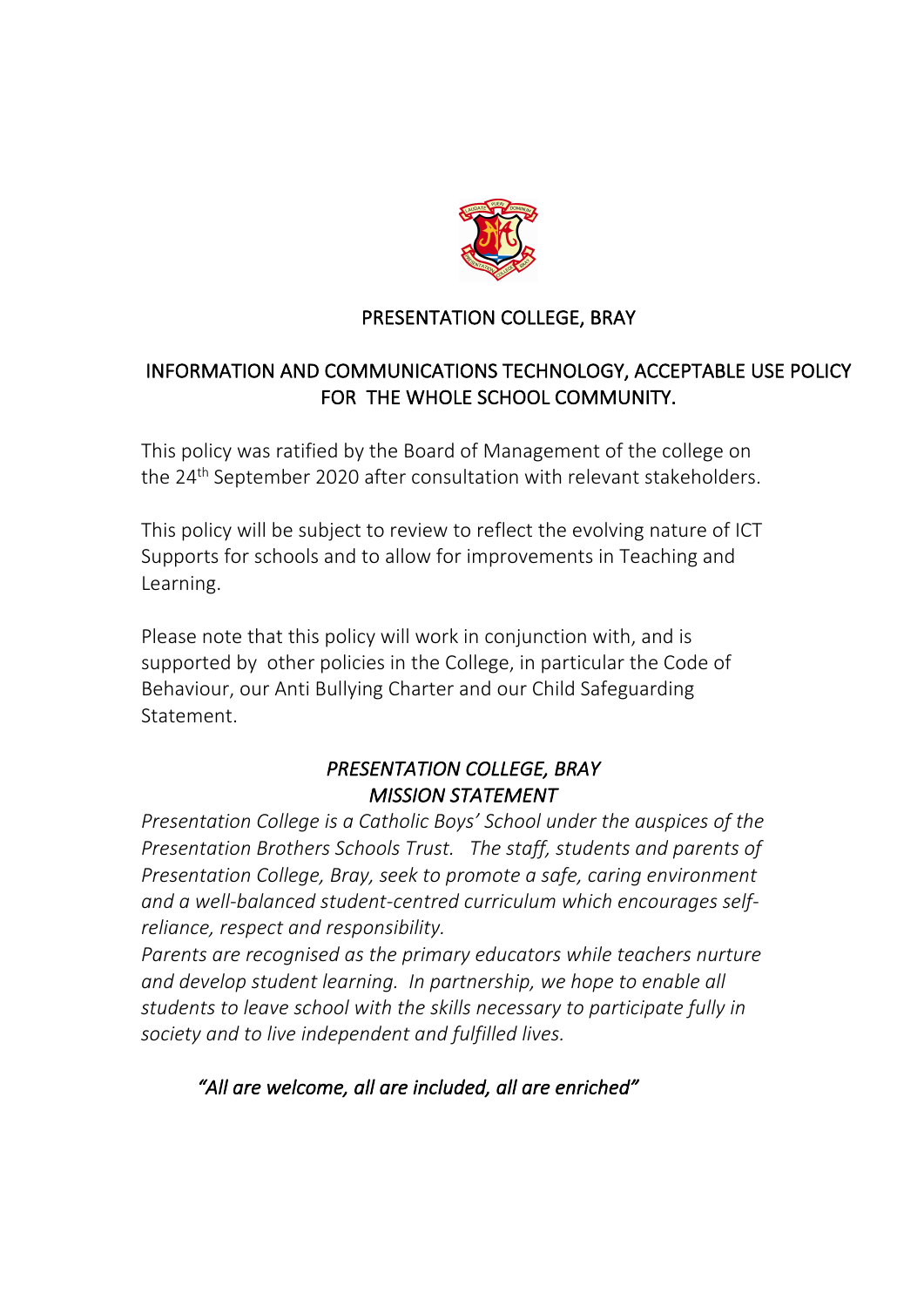# PRESENTATION COLLEGE, BRAY

## INFORMATION AND COMMUNICATIONS TECHNOLOGY, ACCEPTABLE USE POLICY FOR THE WHOLE SCHOOL COMMUNITY.

This policy was ratified by the Board of Management of the college on the 24th September 2020 after consultation with relevant stakeholders.

This policy will be subject to review to reflect the evolving nature of ICT Supports for schools and to allow for improvements in Teaching and Learning.

Please note that this policy will work in conjunction with, and is supported by other policies in the College, in particular the Code of Behaviour, our Anti Bullying Charter and our Child Safeguarding Statement.

### *PRESENTATION COLLEGE, BRAY MISSION STATEMENT*

*Presentation College is a Catholic Boys' School under the auspices of the Presentation Brothers Schools Trust. The staff, students and parents of Presentation College, Bray, seek to promote a safe, caring environment and a well-balanced student-centred curriculum which encourages self-reliance, respect and responsibility.*

*Parents are recognised as the primary educators while teachers nurture and develop student learning. In partnership, we hope to enable all students to leave school with the skills necessary to participate fully in society and to live independent and fulfilled lives.*

*"All are welcome, all are included, all are enriched"*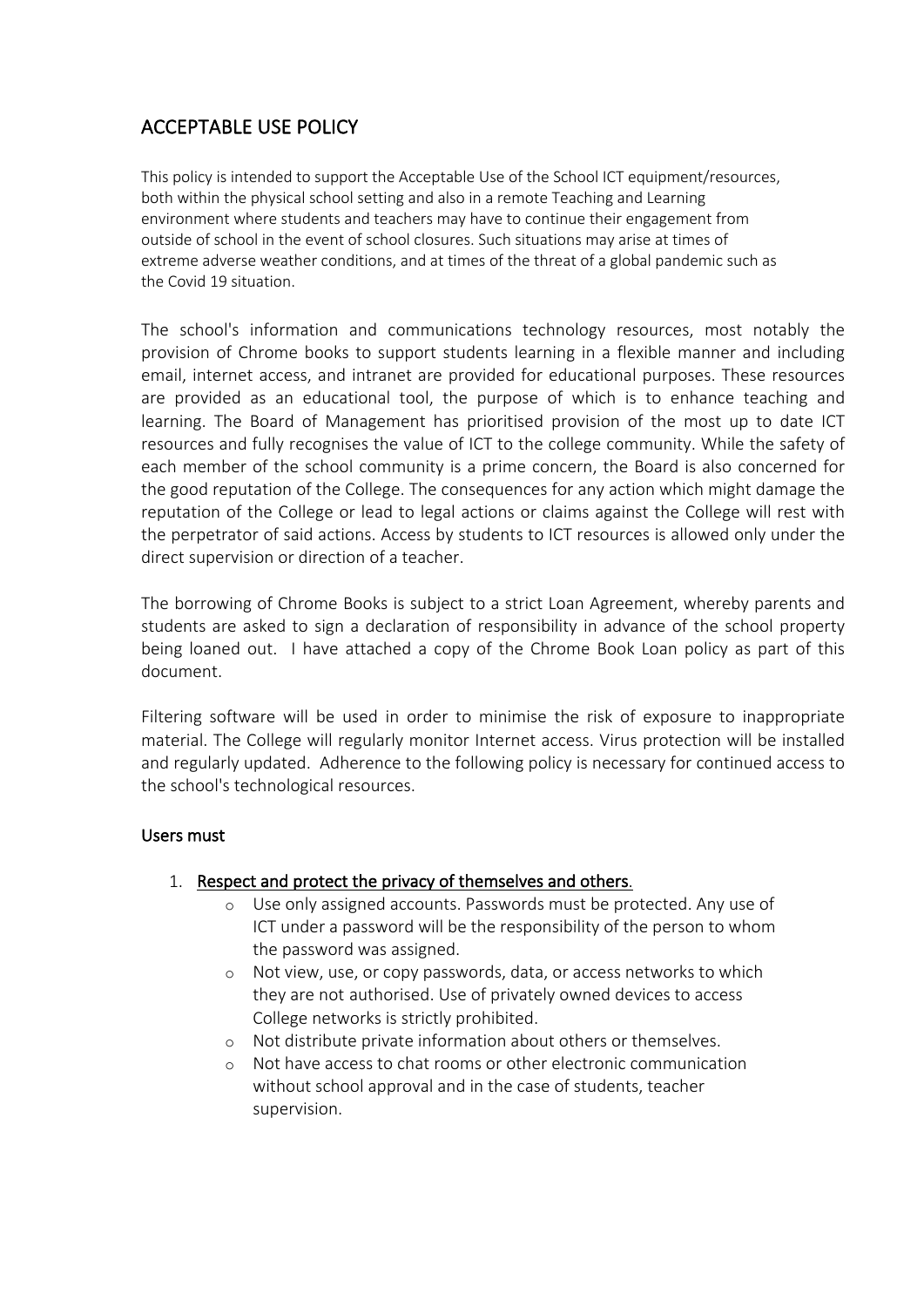## ACCEPTABLE USE POLICY

This policy is intended to support the Acceptable Use of the School ICT equipment/resources, both within the physical school setting and also in a remote Teaching and Learning environment where students and teachers may have to continue their engagement from outside of school in the event of school closures. Such situations may arise at times of extreme adverse weather conditions, and at times of the threat of a global pandemic such as the Covid 19 situation.

The school's information and communications technology resources, most notably the provision of Chrome books to support students learning in a flexible manner and including email, internet access, and intranet are provided for educational purposes. These resources are provided as an educational tool, the purpose of which is to enhance teaching and learning. The Board of Management has prioritised provision of the most up to date ICT resources and fully recognises the value of ICT to the college community. While the safety of each member of the school community is a prime concern, the Board is also concerned for the good reputation of the College. The consequences for any action which might damage the reputation of the College or lead to legal actions or claims against the College will rest with the perpetrator of said actions. Access by students to ICT resources is allowed only under the direct supervision or direction of a teacher.

The borrowing of Chrome Books is subject to a strict Loan Agreement, whereby parents and students are asked to sign a declaration of responsibility in advance of the school property being loaned out. I have attached a copy of the Chrome Book Loan policy as part of this document.

Filtering software will be used in order to minimise the risk of exposure to inappropriate material. The College will regularly monitor Internet access. Virus protection will be installed and regularly updated. Adherence to the following policy is necessary for continued access to the school's technological resources.

### Users must

1. Respect and protect the privacy of themselves and others.
   - Use only assigned accounts. Passwords must be protected. Any use of ICT under a password will be the responsibility of the person to whom the password was assigned.
   - Not view, use, or copy passwords, data, or access networks to which they are not authorised. Use of privately owned devices to access College networks is strictly prohibited.
   - Not distribute private information about others or themselves.
   - Not have access to chat rooms or other electronic communication without school approval and in the case of students, teacher supervision.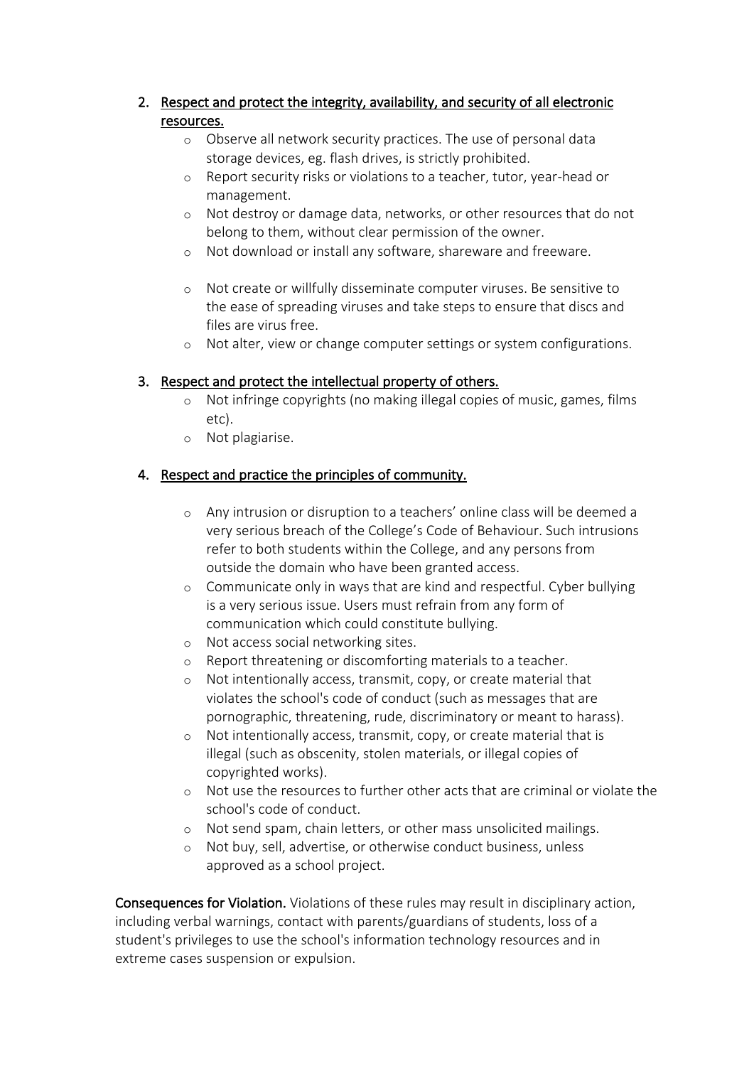2. <u>Respect and protect the integrity, availability, and security of all electronic resources.</u>
    - Observe all network security practices. The use of personal data storage devices, eg. flash drives, is strictly prohibited.
    - Report security risks or violations to a teacher, tutor, year-head or management.
    - Not destroy or damage data, networks, or other resources that do not belong to them, without clear permission of the owner.
    - Not download or install any software, shareware and freeware.
    - Not create or willfully disseminate computer viruses. Be sensitive to the ease of spreading viruses and take steps to ensure that discs and files are virus free.
    - Not alter, view or change computer settings or system configurations.

3. <u>Respect and protect the intellectual property of others.</u>
    - Not infringe copyrights (no making illegal copies of music, games, films etc).
    - Not plagiarise.

4. <u>Respect and practice the principles of community.</u>
    - Any intrusion or disruption to a teachers' online class will be deemed a very serious breach of the College's Code of Behaviour. Such intrusions refer to both students within the College, and any persons from outside the domain who have been granted access.
    - Communicate only in ways that are kind and respectful. Cyber bullying is a very serious issue. Users must refrain from any form of communication which could constitute bullying.
    - Not access social networking sites.
    - Report threatening or discomforting materials to a teacher.
    - Not intentionally access, transmit, copy, or create material that violates the school's code of conduct (such as messages that are pornographic, threatening, rude, discriminatory or meant to harass).
    - Not intentionally access, transmit, copy, or create material that is illegal (such as obscenity, stolen materials, or illegal copies of copyrighted works).
    - Not use the resources to further other acts that are criminal or violate the school's code of conduct.
    - Not send spam, chain letters, or other mass unsolicited mailings.
    - Not buy, sell, advertise, or otherwise conduct business, unless approved as a school project.

**Consequences for Violation.** Violations of these rules may result in disciplinary action, including verbal warnings, contact with parents/guardians of students, loss of a student's privileges to use the school's information technology resources and in extreme cases suspension or expulsion.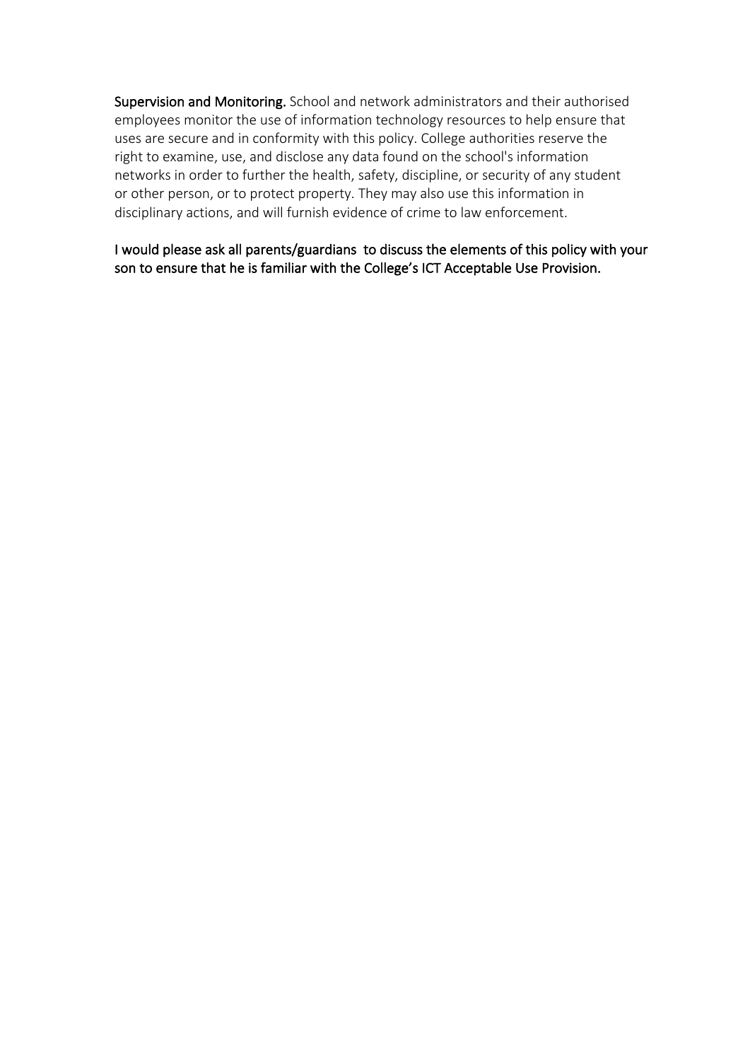**Supervision and Monitoring.** School and network administrators and their authorised employees monitor the use of information technology resources to help ensure that uses are secure and in conformity with this policy. College authorities reserve the right to examine, use, and disclose any data found on the school's information networks in order to further the health, safety, discipline, or security of any student or other person, or to protect property. They may also use this information in disciplinary actions, and will furnish evidence of crime to law enforcement.

**I would please ask all parents/guardians to discuss the elements of this policy with your son to ensure that he is familiar with the College's ICT Acceptable Use Provision.**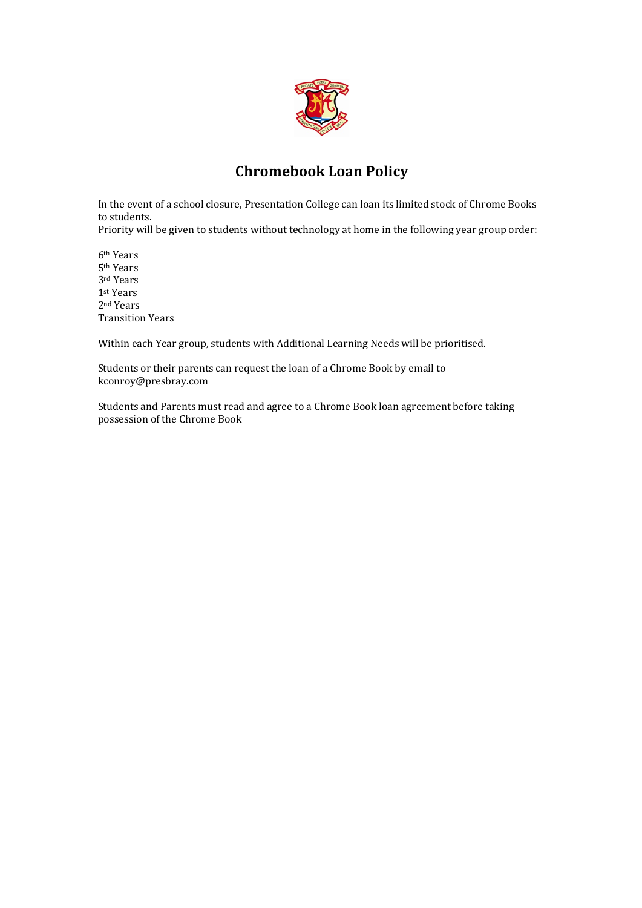# Chromebook Loan Policy

In the event of a school closure, Presentation College can loan its limited stock of Chrome Books to students.
Priority will be given to students without technology at home in the following year group order:

6th Years
5th Years
3rd Years
1st Years
2nd Years
Transition Years

Within each Year group, students with Additional Learning Needs will be prioritised.

Students or their parents can request the loan of a Chrome Book by email to kconroy@presbray.com

Students and Parents must read and agree to a Chrome Book loan agreement before taking possession of the Chrome Book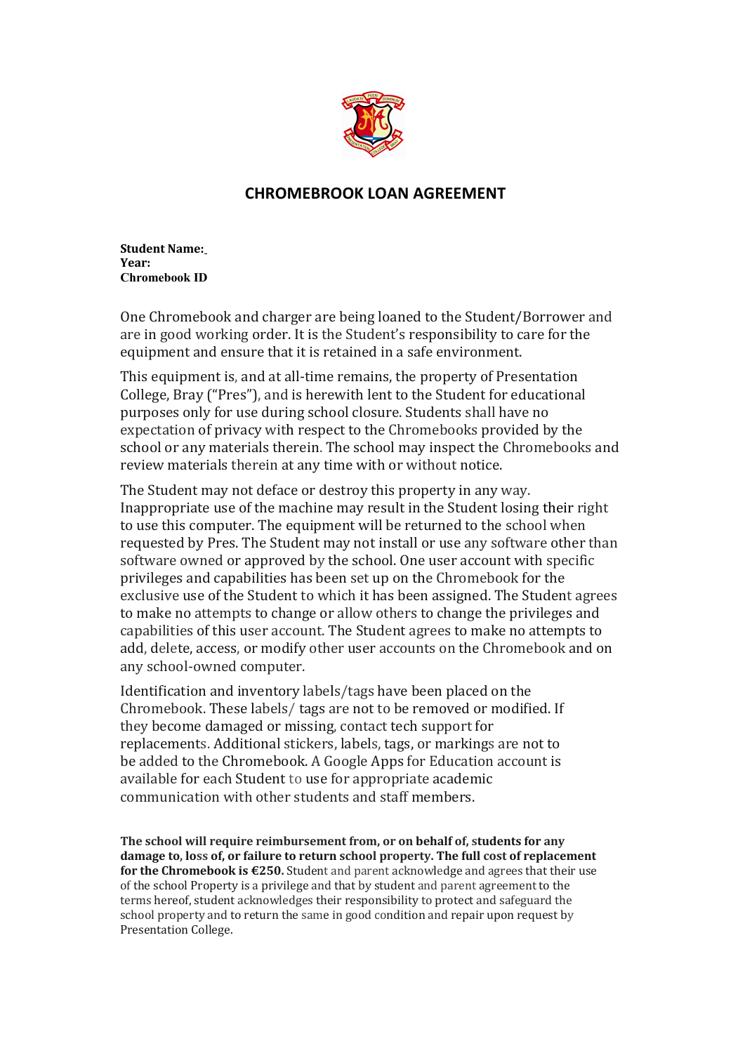# CHROMEBROOK LOAN AGREEMENT

**Student Name:**
**Year:**
**Chromebook ID**

One Chromebook and charger are being loaned to the Student/Borrower and are in good working order. It is the Student's responsibility to care for the equipment and ensure that it is retained in a safe environment.

This equipment is, and at all-time remains, the property of Presentation College, Bray ("Pres"), and is herewith lent to the Student for educational purposes only for use during school closure. Students shall have no expectation of privacy with respect to the Chromebooks provided by the school or any materials therein. The school may inspect the Chromebooks and review materials therein at any time with or without notice.

The Student may not deface or destroy this property in any way. Inappropriate use of the machine may result in the Student losing their right to use this computer. The equipment will be returned to the school when requested by Pres. The Student may not install or use any software other than software owned or approved by the school. One user account with specific privileges and capabilities has been set up on the Chromebook for the exclusive use of the Student to which it has been assigned. The Student agrees to make no attempts to change or allow others to change the privileges and capabilities of this user account. The Student agrees to make no attempts to add, delete, access, or modify other user accounts on the Chromebook and on any school-owned computer.

Identification and inventory labels/tags have been placed on the Chromebook. These labels/ tags are not to be removed or modified. If they become damaged or missing, contact tech support for replacements. Additional stickers, labels, tags, or markings are not to be added to the Chromebook. A Google Apps for Education account is available for each Student to use for appropriate academic communication with other students and staff members.

**The school will require reimbursement from, or on behalf of, students for any damage to, loss of, or failure to return school property. The full cost of replacement for the Chromebook is €250.** Student and parent acknowledge and agrees that their use of the school Property is a privilege and that by student and parent agreement to the terms hereof, student acknowledges their responsibility to protect and safeguard the school property and to return the same in good condition and repair upon request by Presentation College.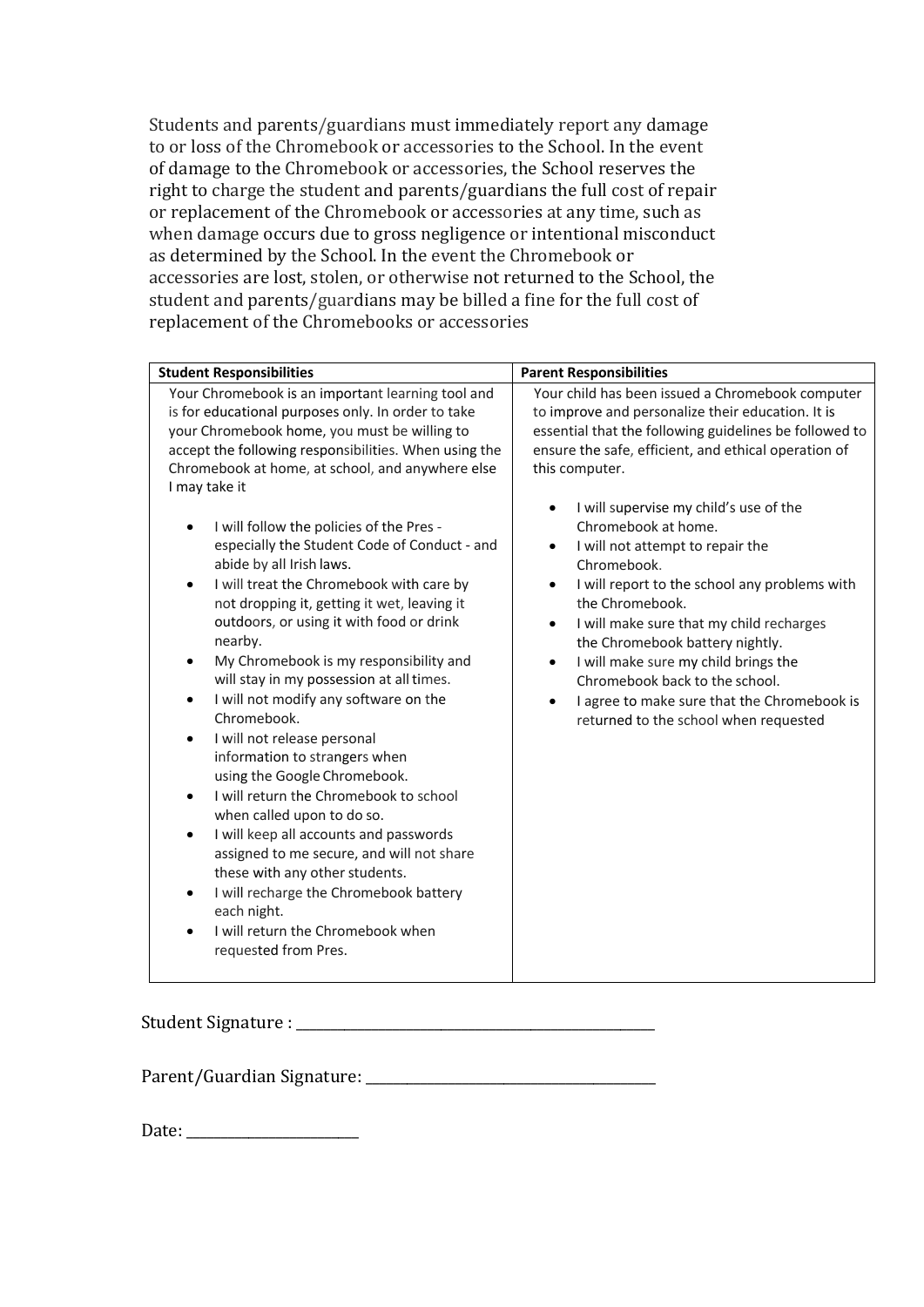Students and parents/guardians must immediately report any damage to or loss of the Chromebook or accessories to the School. In the event of damage to the Chromebook or accessories, the School reserves the right to charge the student and parents/guardians the full cost of repair or replacement of the Chromebook or accessories at any time, such as when damage occurs due to gross negligence or intentional misconduct as determined by the School. In the event the Chromebook or accessories are lost, stolen, or otherwise not returned to the School, the student and parents/guardians may be billed a fine for the full cost of replacement of the Chromebooks or accessories

| **Student Responsibilities** | **Parent Responsibilities** |
|---|---|
| Your Chromebook is an important learning tool and is for educational purposes only. In order to take your Chromebook home, you must be willing to accept the following responsibilities. When using the Chromebook at home, at school, and anywhere else I may take it<br><br>• I will follow the policies of the Pres - especially the Student Code of Conduct - and abide by all Irish laws.<br>• I will treat the Chromebook with care by not dropping it, getting it wet, leaving it outdoors, or using it with food or drink nearby.<br>• My Chromebook is my responsibility and will stay in my possession at all times.<br>• I will not modify any software on the Chromebook.<br>• I will not release personal information to strangers when using the Google Chromebook.<br>• I will return the Chromebook to school when called upon to do so.<br>• I will keep all accounts and passwords assigned to me secure, and will not share these with any other students.<br>• I will recharge the Chromebook battery each night.<br>• I will return the Chromebook when requested from Pres. | Your child has been issued a Chromebook computer to improve and personalize their education. It is essential that the following guidelines be followed to ensure the safe, efficient, and ethical operation of this computer.<br><br>• I will supervise my child's use of the Chromebook at home.<br>• I will not attempt to repair the Chromebook.<br>• I will report to the school any problems with the Chromebook.<br>• I will make sure that my child recharges the Chromebook battery nightly.<br>• I will make sure my child brings the Chromebook back to the school.<br>• I agree to make sure that the Chromebook is returned to the school when requested |

Student Signature : ______________________________________________

Parent/Guardian Signature: ____________________________________

Date: ______________________